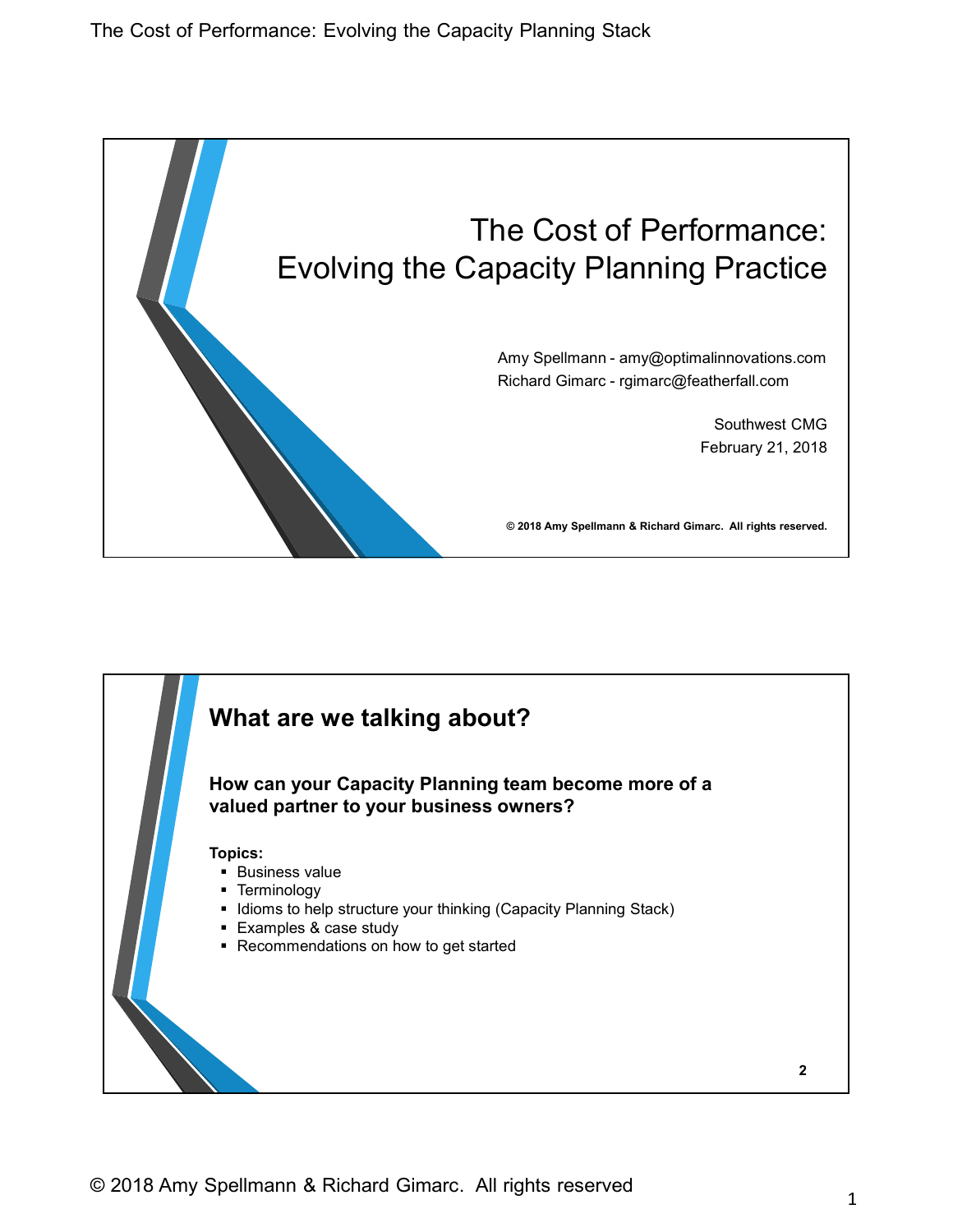# The Cost of Performance: Evolving the Capacity Planning Practice

Amy Spellmann - amy@optimalinnovations.com
Richard Gimarc - rgimarc@featherfall.com

Southwest CMG
February 21, 2018

**© 2018 Amy Spellmann & Richard Gimarc. All rights reserved.**

## What are we talking about?

**How can your Capacity Planning team become more of a valued partner to your business owners?**

**Topics:**

- Business value
- Terminology
- Idioms to help structure your thinking (Capacity Planning Stack)
- Examples & case study
- Recommendations on how to get started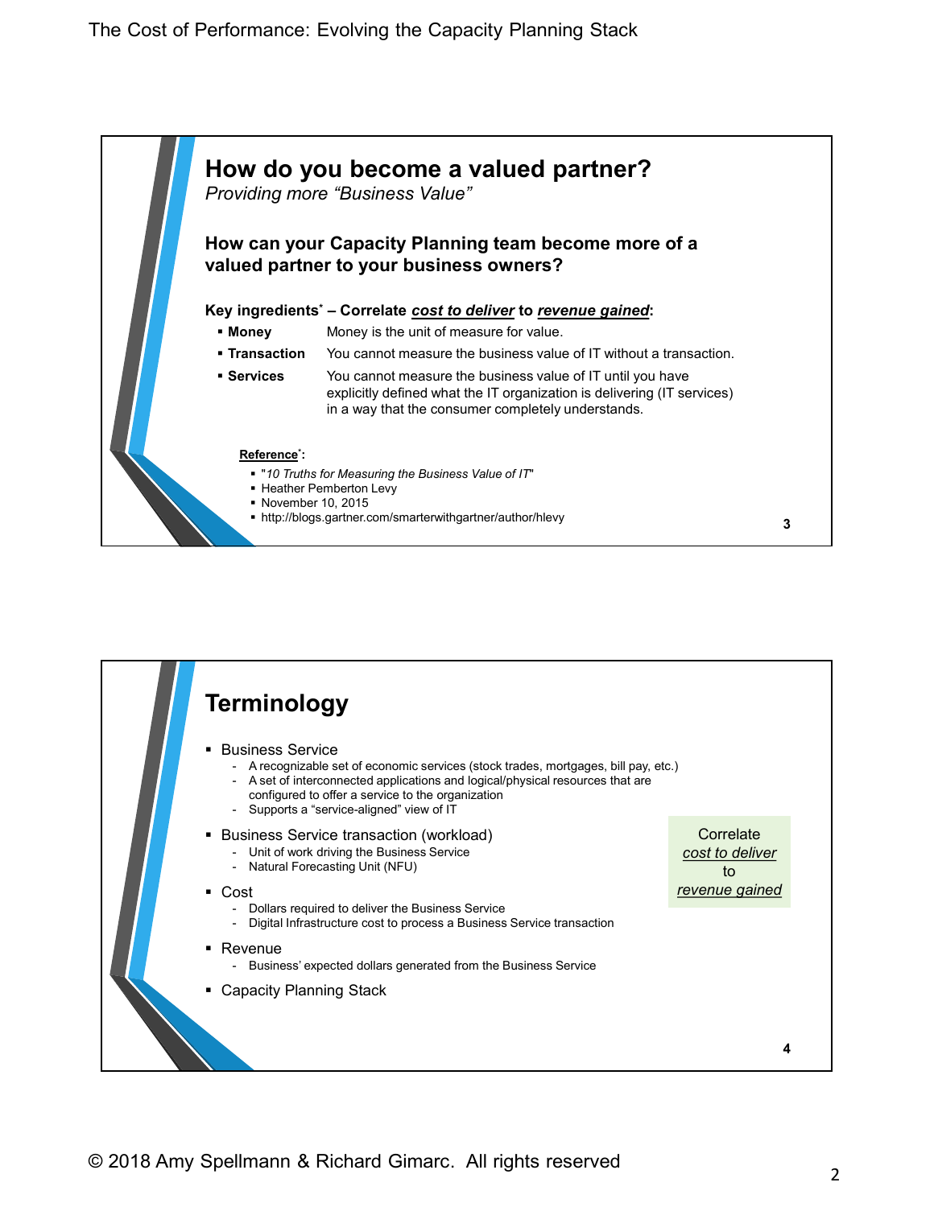## How do you become a valued partner?

*Providing more "Business Value"*

**How can your Capacity Planning team become more of a valued partner to your business owners?**

**Key ingredients* – Correlate *cost to deliver* to *revenue gained*:**

- **Money** — Money is the unit of measure for value.
- **Transaction** — You cannot measure the business value of IT without a transaction.
- **Services** — You cannot measure the business value of IT until you have explicitly defined what the IT organization is delivering (IT services) in a way that the consumer completely understands.

**Reference*:**

- "*10 Truths for Measuring the Business Value of IT*"
- Heather Pemberton Levy
- November 10, 2015
- http://blogs.gartner.com/smarterwithgartner/author/hlevy

## Terminology

- Business Service
  - A recognizable set of economic services (stock trades, mortgages, bill pay, etc.)
  - A set of interconnected applications and logical/physical resources that are configured to offer a service to the organization
  - Supports a "service-aligned" view of IT
- Business Service transaction (workload)
  - Unit of work driving the Business Service
  - Natural Forecasting Unit (NFU)
- Cost
  - Dollars required to deliver the Business Service
  - Digital Infrastructure cost to process a Business Service transaction
- Revenue
  - Business' expected dollars generated from the Business Service
- Capacity Planning Stack

Correlate *cost to deliver* to *revenue gained*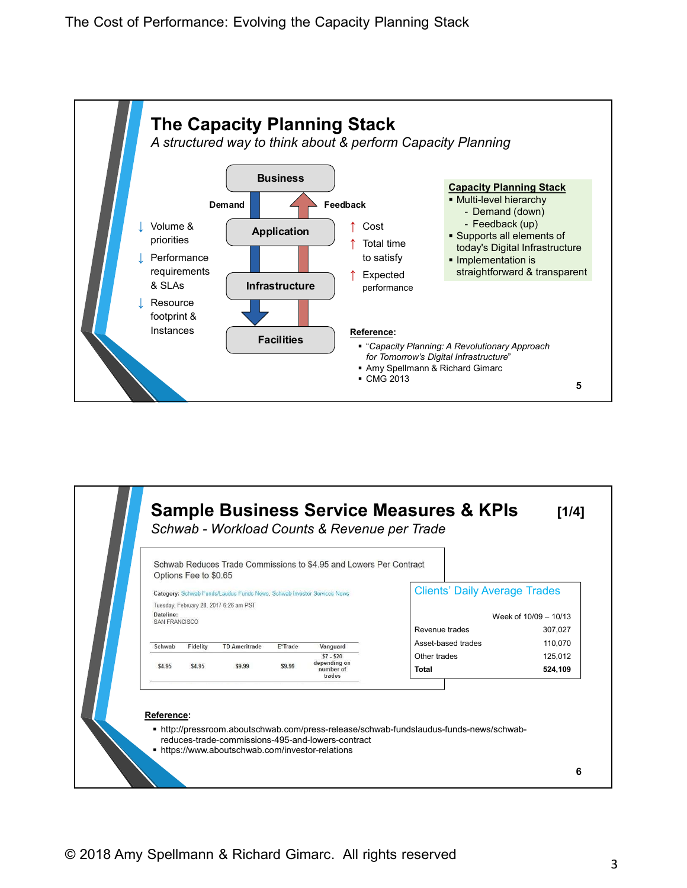## The Capacity Planning Stack

*A structured way to think about & perform Capacity Planning*

**Business**

Demand ↓ / Feedback ↑

**Application**

**Infrastructure**

**Facilities**

- ↓ Volume & priorities
- ↓ Performance requirements & SLAs
- ↓ Resource footprint & Instances

- ↑ Cost
- ↑ Total time to satisfy
- ↑ Expected performance

**Capacity Planning Stack**

- Multi-level hierarchy
  - Demand (down)
  - Feedback (up)
- Supports all elements of today's Digital Infrastructure
- Implementation is straightforward & transparent

**Reference:**

- "*Capacity Planning: A Revolutionary Approach for Tomorrow's Digital Infrastructure*"
- Amy Spellmann & Richard Gimarc
- CMG 2013

## Sample Business Service Measures & KPIs [1/4]

*Schwab - Workload Counts & Revenue per Trade*

Schwab Reduces Trade Commissions to $4.95 and Lowers Per Contract Options Fee to $0.65

Category: Schwab Funds/Laudus Funds News, Schwab Investor Services News

Tuesday, February 28, 2017 6:26 am PST

Dateline: SAN FRANCISCO

| Schwab | Fidelity | TD Ameritrade | E*Trade | Vanguard |
|---|---|---|---|---|
| $4.95 | $4.95 | $9.99 | $9.99 | $7 - $20 depending on number of trades |

**Clients' Daily Average Trades**

| | Week of 10/09 – 10/13 |
|---|---|
| Revenue trades | 307,027 |
| Asset-based trades | 110,070 |
| Other trades | 125,012 |
| **Total** | **524,109** |

**Reference:**

- http://pressroom.aboutschwab.com/press-release/schwab-fundslaudus-funds-news/schwab-reduces-trade-commissions-495-and-lowers-contract
- https://www.aboutschwab.com/investor-relations

© 2018 Amy Spellmann & Richard Gimarc. All rights reserved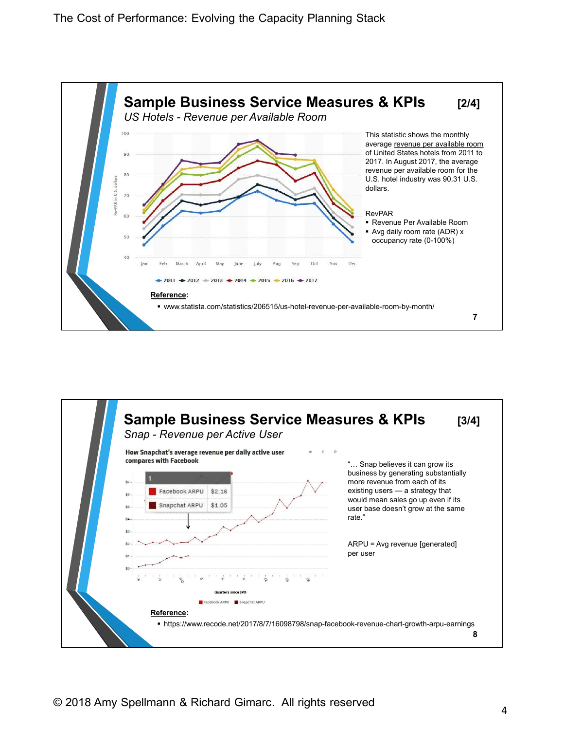## Sample Business Service Measures & KPIs [2/4]

*US Hotels - Revenue per Available Room*

This statistic shows the monthly average revenue per available room of United States hotels from 2011 to 2017. In August 2017, the average revenue per available room for the U.S. hotel industry was 90.31 U.S. dollars.

RevPAR

- Revenue Per Available Room
- Avg daily room rate (ADR) x occupancy rate (0-100%)

**Reference**:

- www.statista.com/statistics/206515/us-hotel-revenue-per-available-room-by-month/

7

## Sample Business Service Measures & KPIs [3/4]

*Snap - Revenue per Active User*

How Snapchat's average revenue per daily active user compares with Facebook

| 1 | |
|---|---|
| Facebook ARPU | $2.16 |
| Snapchat ARPU | $1.05 |

"… Snap believes it can grow its business by generating substantially more revenue from each of its existing users — a strategy that would mean sales go up even if its user base doesn't grow at the same rate."

ARPU = Avg revenue [generated] per user

**Reference**:

- https://www.recode.net/2017/8/7/16098798/snap-facebook-revenue-chart-growth-arpu-earnings

8

© 2018 Amy Spellmann & Richard Gimarc. All rights reserved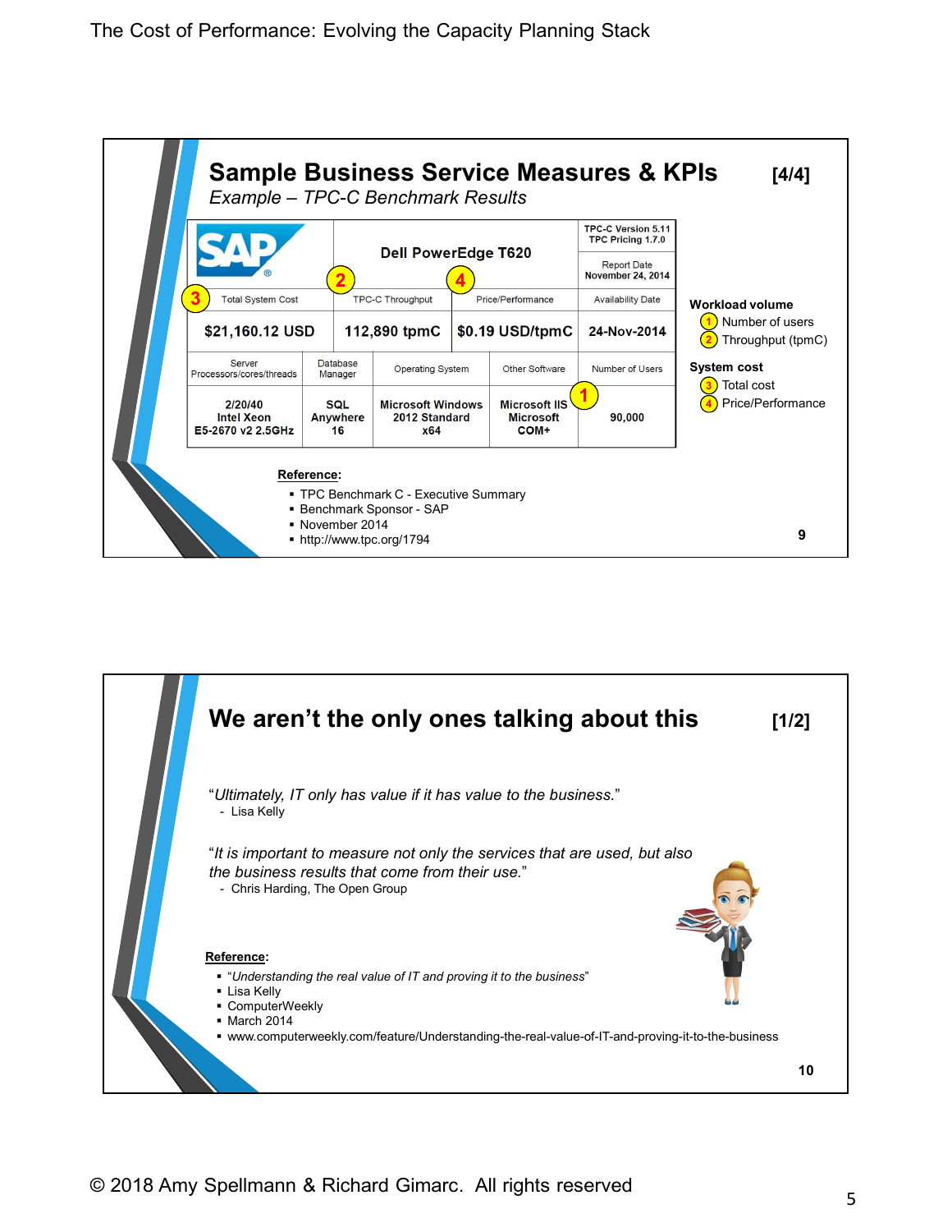## Sample Business Service Measures & KPIs [4/4]

*Example – TPC-C Benchmark Results*

| SAP | Dell PowerEdge T620 | | | TPC-C Version 5.11<br>TPC Pricing 1.7.0<br>Report Date<br>November 24, 2014 |
|---|---|---|---|---|
| (3) Total System Cost | (2) TPC-C Throughput | | (4) Price/Performance | Availability Date |
| $21,160.12 USD | 112,890 tpmC | | $0.19 USD/tpmC | 24-Nov-2014 |
| Server Processors/cores/threads | Database Manager | Operating System | Other Software | Number of Users |
| 2/20/40<br>Intel Xeon<br>E5-2670 v2 2.5GHz | SQL Anywhere 16 | Microsoft Windows 2012 Standard x64 | Microsoft IIS<br>Microsoft COM+ | (1) 90,000 |

**Workload volume**
1. Number of users
2. Throughput (tpmC)

**System cost**

3. Total cost
4. Price/Performance

**Reference**:
- TPC Benchmark C - Executive Summary
- Benchmark Sponsor - SAP
- November 2014
- http://www.tpc.org/1794

## We aren't the only ones talking about this [1/2]

"*Ultimately, IT only has value if it has value to the business.*"
- Lisa Kelly

"*It is important to measure not only the services that are used, but also the business results that come from their use.*"
- Chris Harding, The Open Group

**Reference**:
- "*Understanding the real value of IT and proving it to the business*"
- Lisa Kelly
- ComputerWeekly
- March 2014
- www.computerweekly.com/feature/Understanding-the-real-value-of-IT-and-proving-it-to-the-business

© 2018 Amy Spellmann & Richard Gimarc. All rights reserved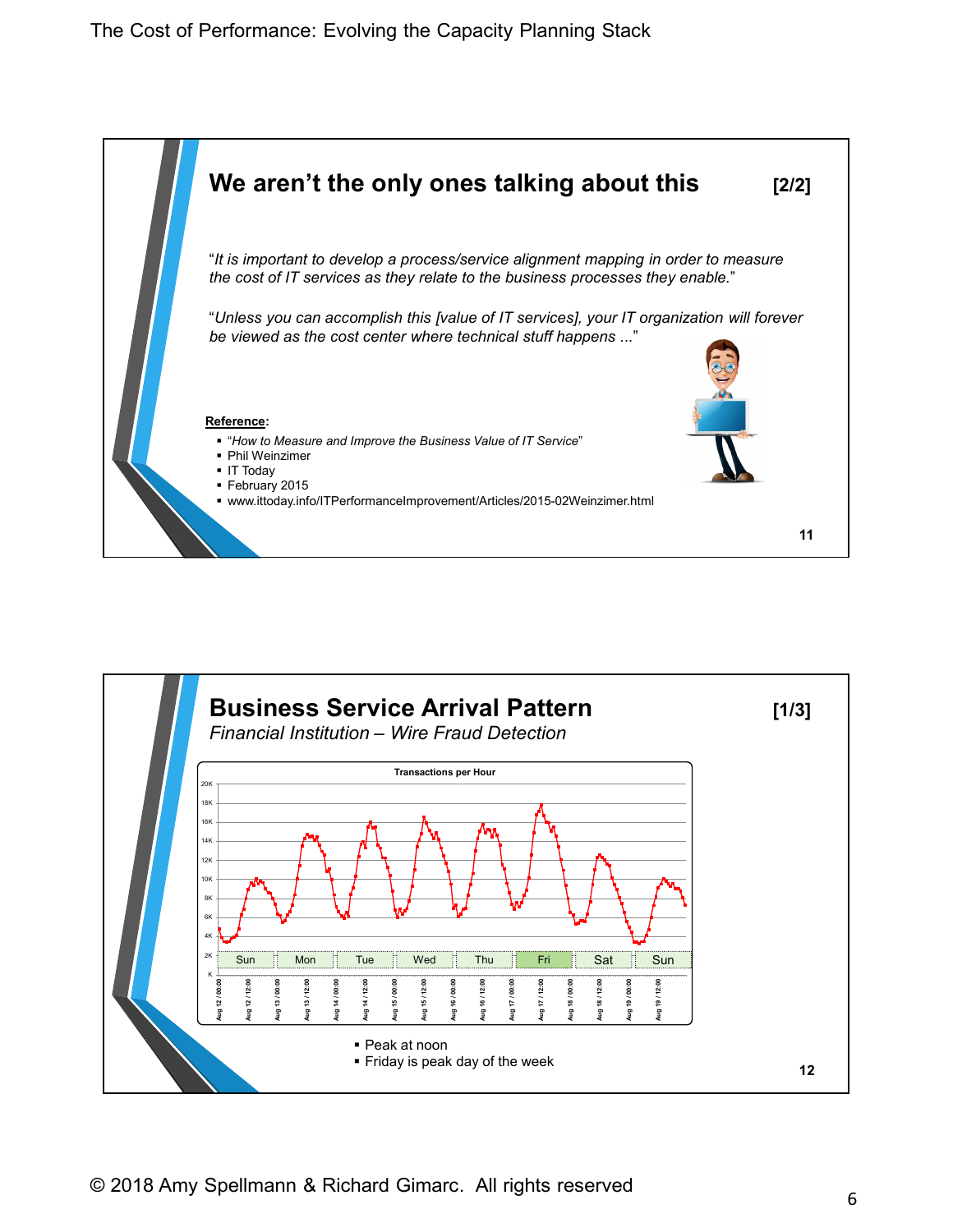## We aren't the only ones talking about this [2/2]

"*It is important to develop a process/service alignment mapping in order to measure the cost of IT services as they relate to the business processes they enable.*"

"*Unless you can accomplish this [value of IT services], your IT organization will forever be viewed as the cost center where technical stuff happens ...*"

**Reference**:

- "*How to Measure and Improve the Business Value of IT Service*"
- Phil Weinzimer
- IT Today
- February 2015
- www.ittoday.info/ITPerformanceImprovement/Articles/2015-02Weinzimer.html

11

## Business Service Arrival Pattern [1/3]

*Financial Institution – Wire Fraud Detection*

Transactions per Hour

- Peak at noon
- Friday is peak day of the week

12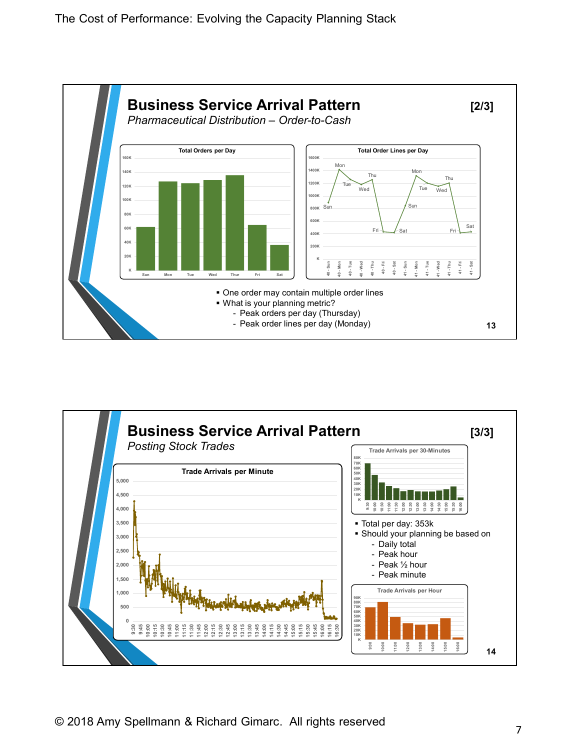## Business Service Arrival Pattern [2/3]

*Pharmaceutical Distribution – Order-to-Cash*

**Total Orders per Day**

**Total Order Lines per Day**

- One order may contain multiple order lines
- What is your planning metric?
  - Peak orders per day (Thursday)
  - Peak order lines per day (Monday)

## Business Service Arrival Pattern [3/3]

*Posting Stock Trades*

**Trade Arrivals per Minute**

**Trade Arrivals per 30-Minutes**

- Total per day: 353k
- Should your planning be based on
  - Daily total
  - Peak hour
  - Peak ½ hour
  - Peak minute

**Trade Arrivals per Hour**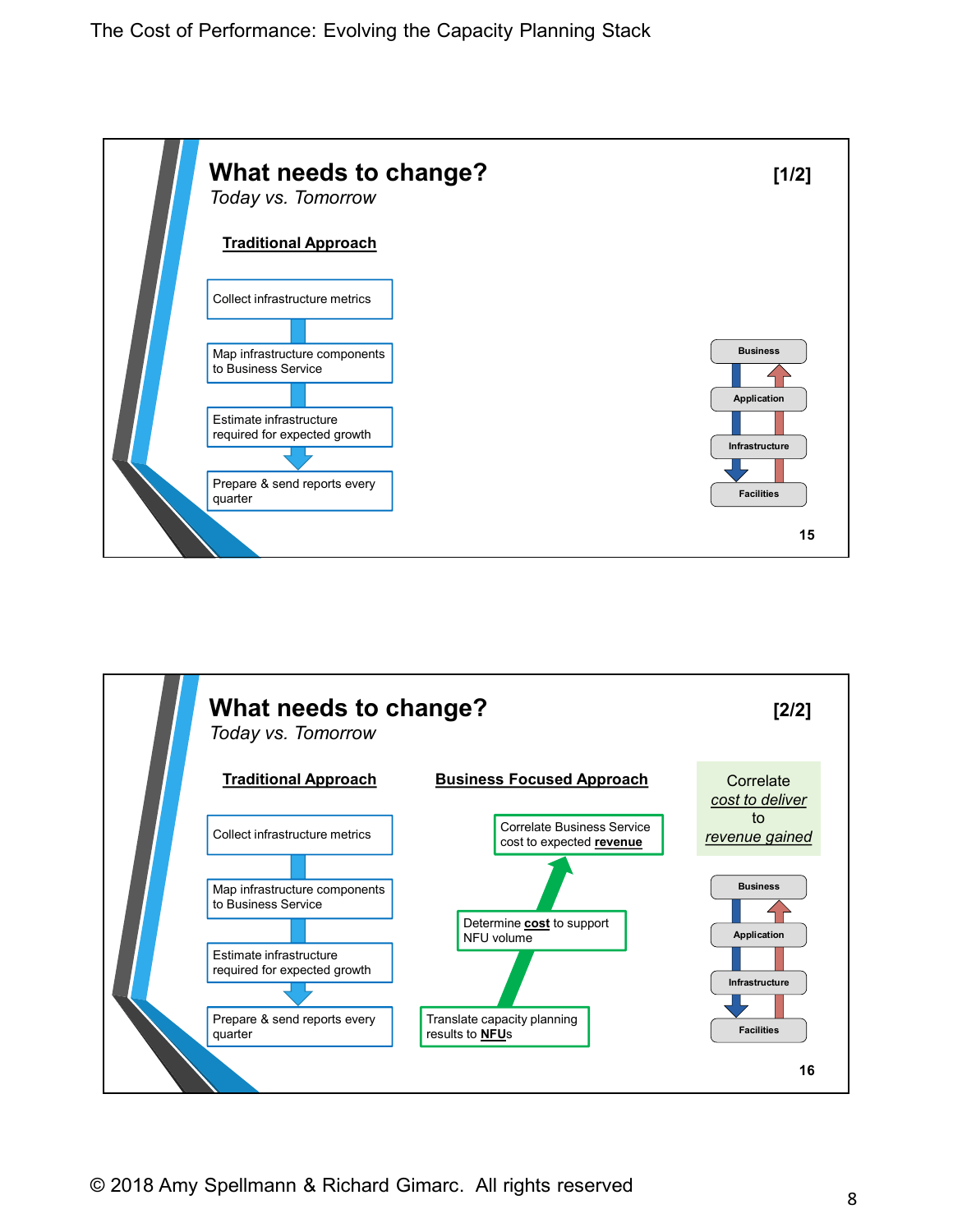## What needs to change?

*Today vs. Tomorrow*

[1/2]

**Traditional Approach**

- Collect infrastructure metrics
- Map infrastructure components to Business Service
- Estimate infrastructure required for expected growth
- Prepare & send reports every quarter

Business / Application / Infrastructure / Facilities

15

## What needs to change?

*Today vs. Tomorrow*

[2/2]

**Traditional Approach**

- Collect infrastructure metrics
- Map infrastructure components to Business Service
- Estimate infrastructure required for expected growth
- Prepare & send reports every quarter

**Business Focused Approach**

- Translate capacity planning results to **NFU**s
- Determine **cost** to support NFU volume
- Correlate Business Service cost to expected **revenue**

Correlate *cost to deliver* to *revenue gained*

Business / Application / Infrastructure / Facilities

16

© 2018 Amy Spellmann & Richard Gimarc. All rights reserved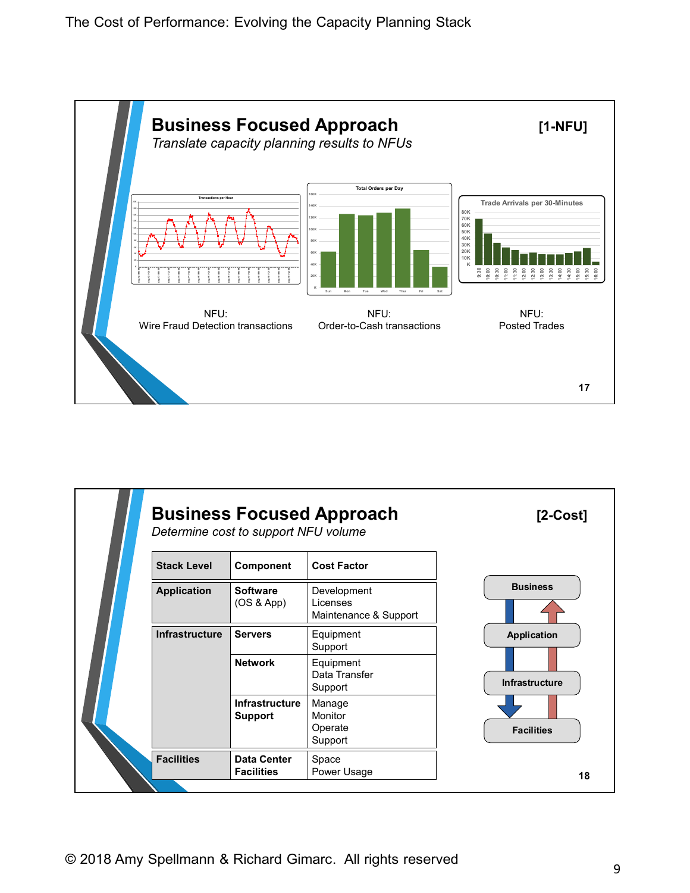## Business Focused Approach

**[1-NFU]**

*Translate capacity planning results to NFUs*

NFU:
Wire Fraud Detection transactions

NFU:
Order-to-Cash transactions

NFU:
Posted Trades

## Business Focused Approach

**[2-Cost]**

*Determine cost to support NFU volume*

| Stack Level | Component | Cost Factor |
|---|---|---|
| **Application** | **Software** (OS & App) | Development<br>Licenses<br>Maintenance & Support |
| **Infrastructure** | **Servers** | Equipment<br>Support |
| | **Network** | Equipment<br>Data Transfer<br>Support |
| | **Infrastructure Support** | Manage<br>Monitor<br>Operate<br>Support |
| **Facilities** | **Data Center Facilities** | Space<br>Power Usage |

Business → Application → Infrastructure → Facilities

© 2018 Amy Spellmann & Richard Gimarc. All rights reserved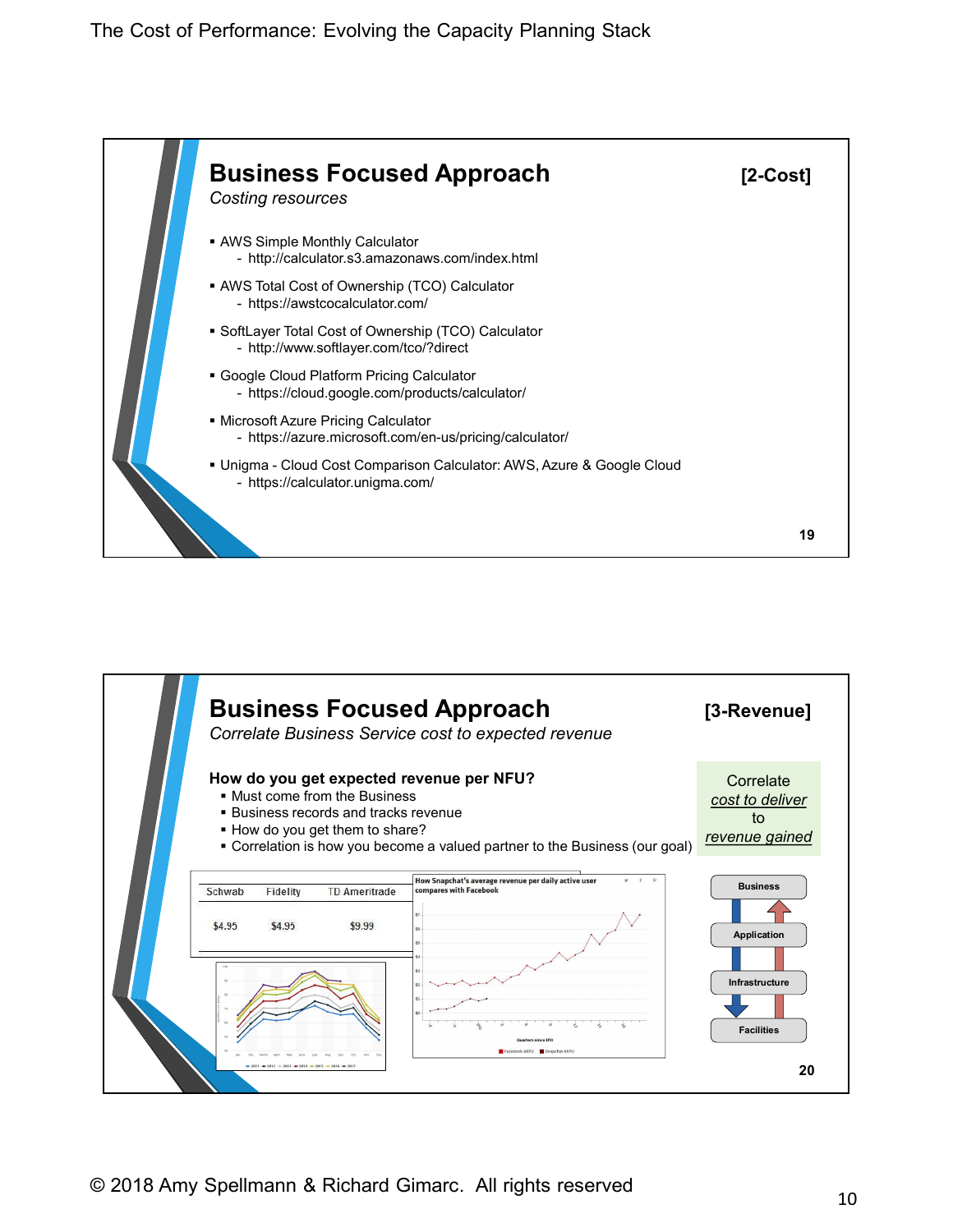## Business Focused Approach

*Costing resources*

**[2-Cost]**

- AWS Simple Monthly Calculator
  - http://calculator.s3.amazonaws.com/index.html
- AWS Total Cost of Ownership (TCO) Calculator
  - https://awstcocalculator.com/
- SoftLayer Total Cost of Ownership (TCO) Calculator
  - http://www.softlayer.com/tco/?direct
- Google Cloud Platform Pricing Calculator
  - https://cloud.google.com/products/calculator/
- Microsoft Azure Pricing Calculator
  - https://azure.microsoft.com/en-us/pricing/calculator/
- Unigma - Cloud Cost Comparison Calculator: AWS, Azure & Google Cloud
  - https://calculator.unigma.com/

## Business Focused Approach

*Correlate Business Service cost to expected revenue*

**[3-Revenue]**

**How do you get expected revenue per NFU?**

- Must come from the Business
- Business records and tracks revenue
- How do you get them to share?
- Correlation is how you become a valued partner to the Business (our goal)

Correlate *cost to deliver* to *revenue gained*

| Schwab | Fidelity | TD Ameritrade |
|---|---|---|
| $4.95 | $4.95 | $9.99 |

How Snapchat's average revenue per daily active user compares with Facebook

Business → Application → Infrastructure → Facilities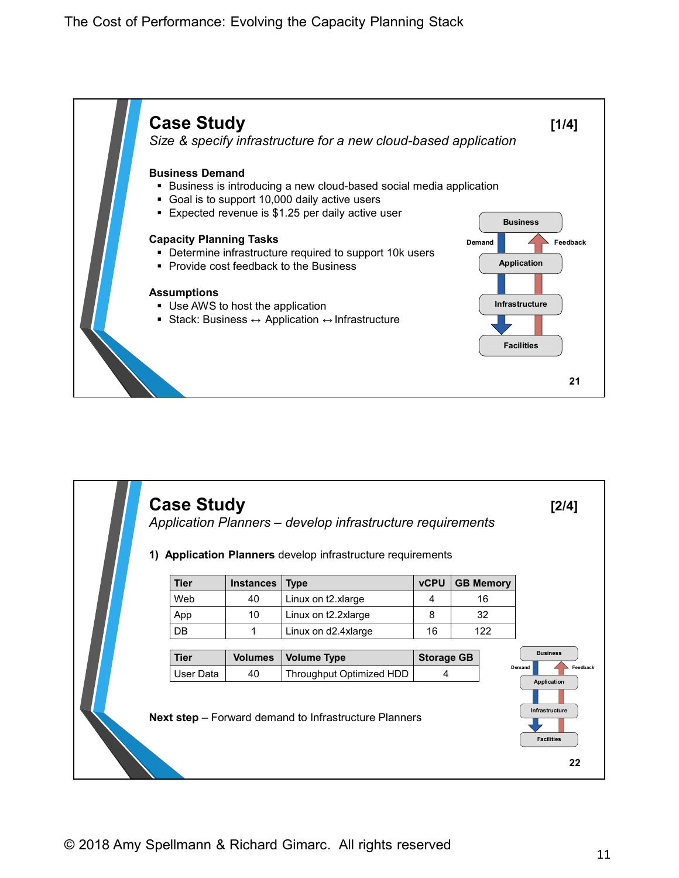## Case Study

**[1/4]**

*Size & specify infrastructure for a new cloud-based application*

**Business Demand**

- Business is introducing a new cloud-based social media application
- Goal is to support 10,000 daily active users
- Expected revenue is $1.25 per daily active user

**Capacity Planning Tasks**

- Determine infrastructure required to support 10k users
- Provide cost feedback to the Business

**Assumptions**

- Use AWS to host the application
- Stack: Business ↔ Application ↔ Infrastructure

Business
Demand | Feedback
Application
Infrastructure
Facilities

## Case Study

**[2/4]**

*Application Planners – develop infrastructure requirements*

1) **Application Planners** develop infrastructure requirements

| Tier | Instances | Type | vCPU | GB Memory |
|---|---|---|---|---|
| Web | 40 | Linux on t2.xlarge | 4 | 16 |
| App | 10 | Linux on t2.2xlarge | 8 | 32 |
| DB | 1 | Linux on d2.4xlarge | 16 | 122 |

| Tier | Volumes | Volume Type | Storage GB |
|---|---|---|---|
| User Data | 40 | Throughput Optimized HDD | 4 |

**Next step** – Forward demand to Infrastructure Planners

Business
Demand | Feedback
Application
Infrastructure
Facilities

© 2018 Amy Spellmann & Richard Gimarc. All rights reserved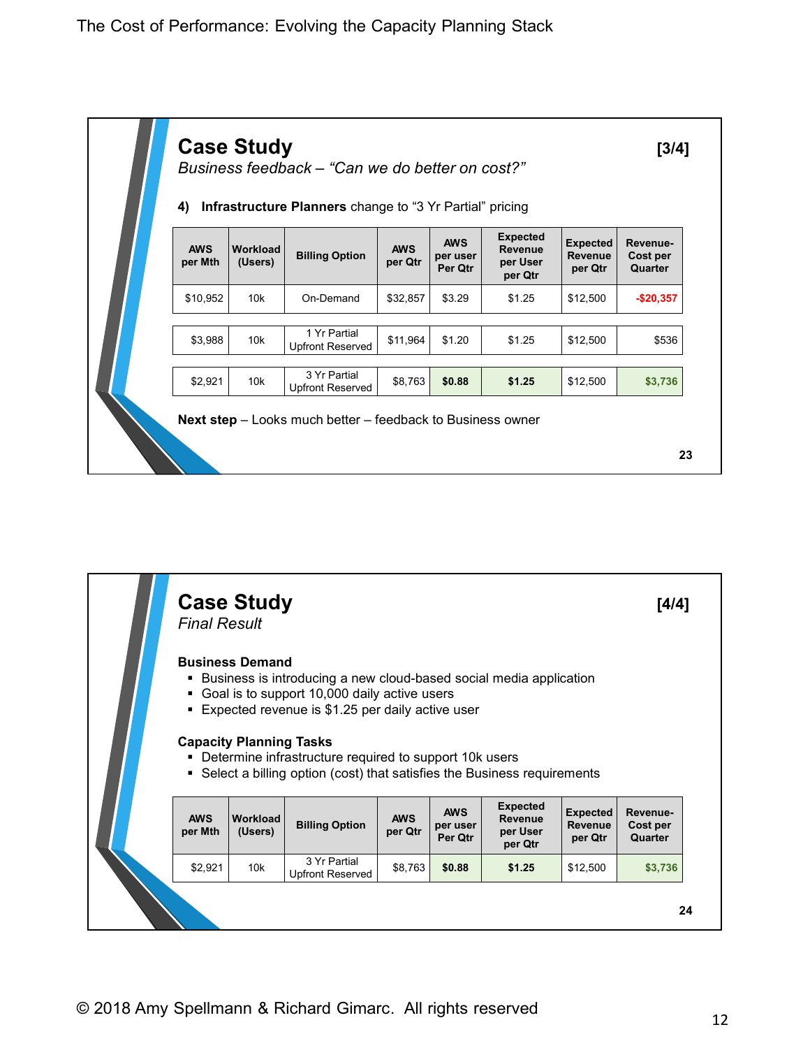## Case Study

[3/4]

*Business feedback – "Can we do better on cost?"*

**4) Infrastructure Planners** change to "3 Yr Partial" pricing

| AWS per Mth | Workload (Users) | Billing Option | AWS per Qtr | AWS per user Per Qtr | Expected Revenue per User per Qtr | Expected Revenue per Qtr | Revenue-Cost per Quarter |
|---|---|---|---|---|---|---|---|
| $10,952 | 10k | On-Demand | $32,857 | $3.29 | $1.25 | $12,500 | -$20,357 |
| $3,988 | 10k | 1 Yr Partial Upfront Reserved | $11,964 | $1.20 | $1.25 | $12,500 | $536 |
| $2,921 | 10k | 3 Yr Partial Upfront Reserved | $8,763 | **$0.88** | **$1.25** | $12,500 | **$3,736** |

**Next step** – Looks much better – feedback to Business owner

## Case Study

[4/4]

*Final Result*

**Business Demand**

- Business is introducing a new cloud-based social media application
- Goal is to support 10,000 daily active users
- Expected revenue is $1.25 per daily active user

**Capacity Planning Tasks**

- Determine infrastructure required to support 10k users
- Select a billing option (cost) that satisfies the Business requirements

| AWS per Mth | Workload (Users) | Billing Option | AWS per Qtr | AWS per user Per Qtr | Expected Revenue per User per Qtr | Expected Revenue per Qtr | Revenue-Cost per Quarter |
|---|---|---|---|---|---|---|---|
| $2,921 | 10k | 3 Yr Partial Upfront Reserved | $8,763 | **$0.88** | **$1.25** | $12,500 | **$3,736** |

© 2018 Amy Spellmann & Richard Gimarc. All rights reserved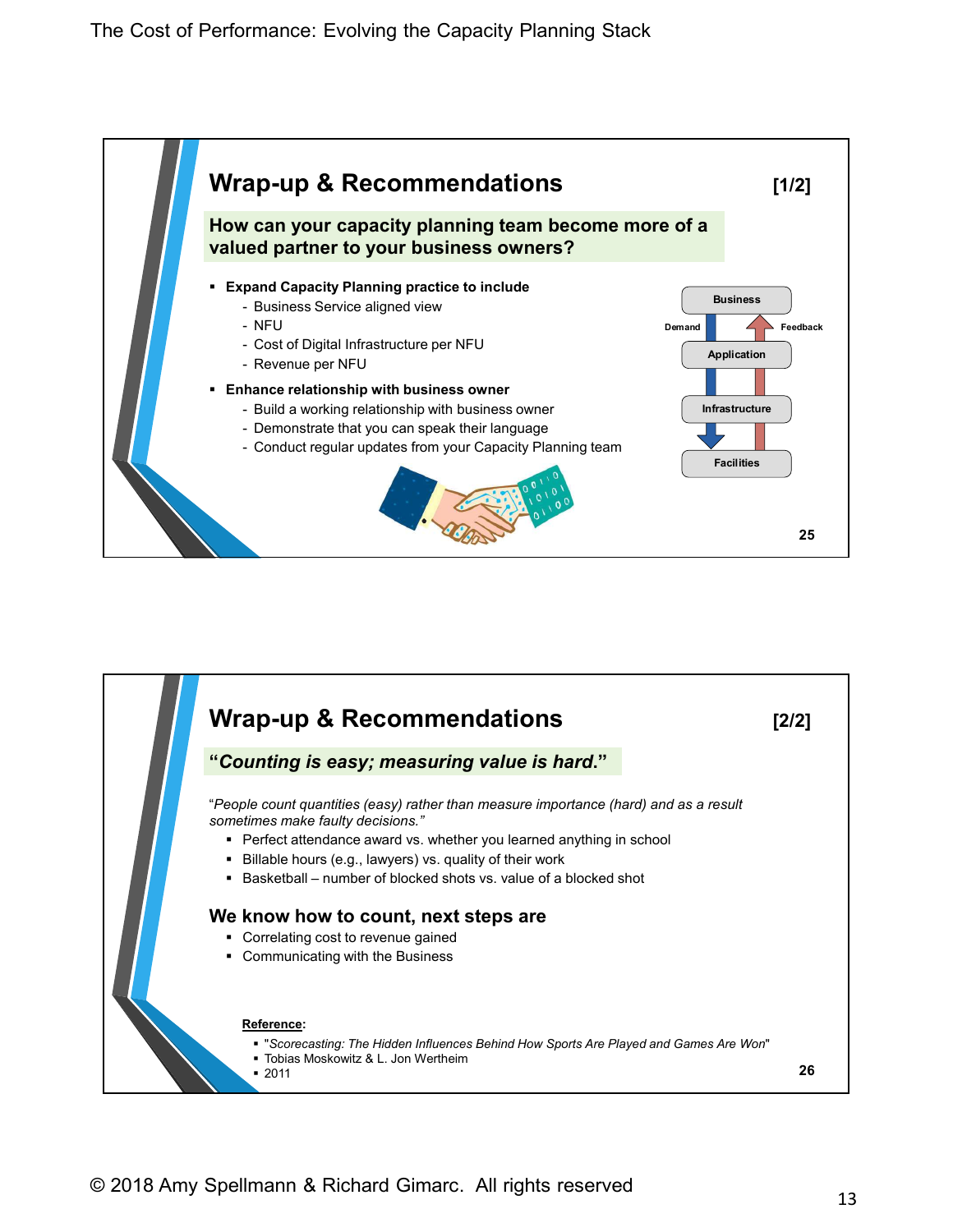## Wrap-up & Recommendations [1/2]

**How can your capacity planning team become more of a valued partner to your business owners?**

- **Expand Capacity Planning practice to include**
  - Business Service aligned view
  - NFU
  - Cost of Digital Infrastructure per NFU
  - Revenue per NFU
- **Enhance relationship with business owner**
  - Build a working relationship with business owner
  - Demonstrate that you can speak their language
  - Conduct regular updates from your Capacity Planning team

Business — Demand / Feedback — Application — Infrastructure — Facilities

## Wrap-up & Recommendations [2/2]

**"*Counting is easy; measuring value is hard*."**

"*People count quantities (easy) rather than measure importance (hard) and as a result sometimes make faulty decisions.*"

- Perfect attendance award vs. whether you learned anything in school
- Billable hours (e.g., lawyers) vs. quality of their work
- Basketball – number of blocked shots vs. value of a blocked shot

### We know how to count, next steps are

- Correlating cost to revenue gained
- Communicating with the Business

**Reference**:

- "*Scorecasting: The Hidden Influences Behind How Sports Are Played and Games Are Won*"
- Tobias Moskowitz & L. Jon Wertheim
- 2011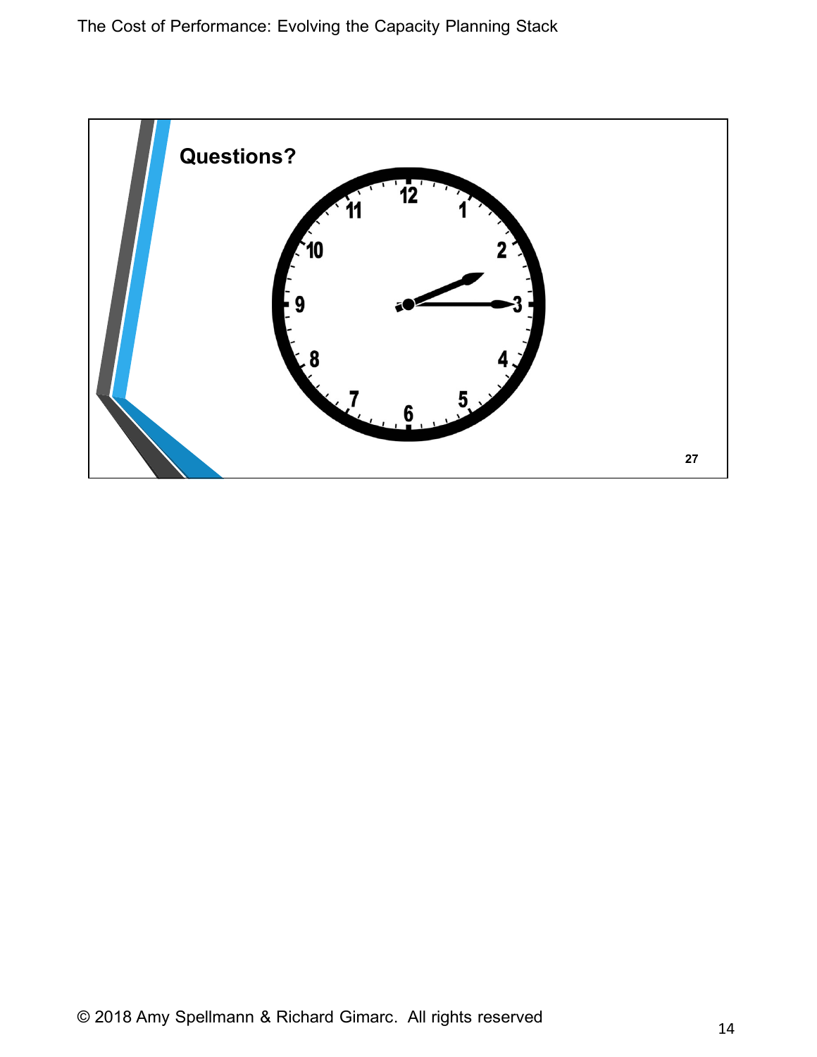## Questions?

27